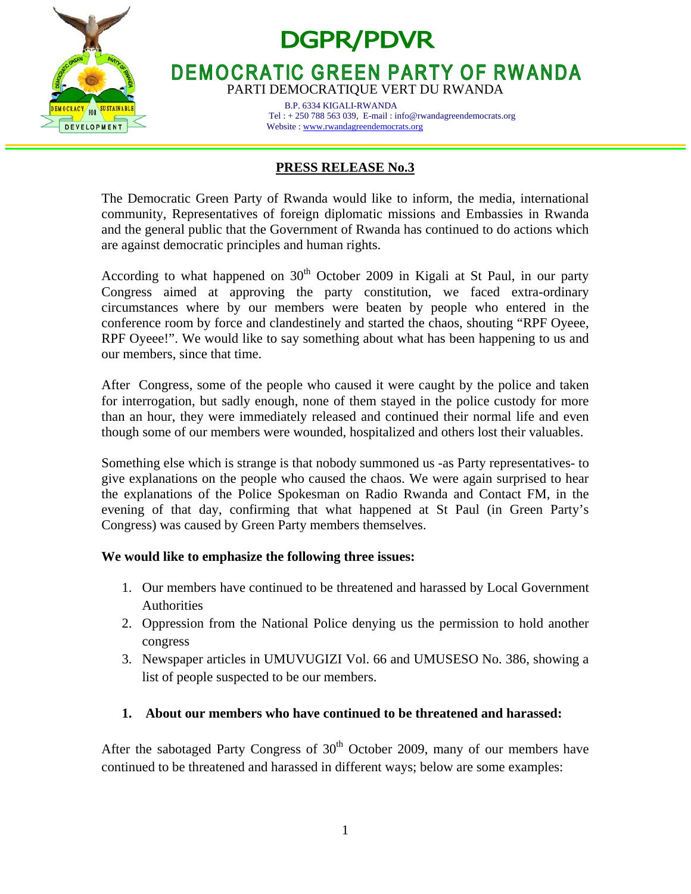# DGPR/PDVR

## DEMOCRATIC GREEN PARTY OF RWANDA

PARTI DEMOCRATIQUE VERT DU RWANDA

B.P. 6334 KIGALI-RWANDA
Tel : + 250 788 563 039, E-mail : info@rwandagreendemocrats.org
Website : www.rwandagreendemocrats.org

## PRESS RELEASE No.3

The Democratic Green Party of Rwanda would like to inform, the media, international community, Representatives of foreign diplomatic missions and Embassies in Rwanda and the general public that the Government of Rwanda has continued to do actions which are against democratic principles and human rights.

According to what happened on 30th October 2009 in Kigali at St Paul, in our party Congress aimed at approving the party constitution, we faced extra-ordinary circumstances where by our members were beaten by people who entered in the conference room by force and clandestinely and started the chaos, shouting "RPF Oyeee, RPF Oyeee!". We would like to say something about what has been happening to us and our members, since that time.

After Congress, some of the people who caused it were caught by the police and taken for interrogation, but sadly enough, none of them stayed in the police custody for more than an hour, they were immediately released and continued their normal life and even though some of our members were wounded, hospitalized and others lost their valuables.

Something else which is strange is that nobody summoned us -as Party representatives- to give explanations on the people who caused the chaos. We were again surprised to hear the explanations of the Police Spokesman on Radio Rwanda and Contact FM, in the evening of that day, confirming that what happened at St Paul (in Green Party's Congress) was caused by Green Party members themselves.

**We would like to emphasize the following three issues:**

1. Our members have continued to be threatened and harassed by Local Government Authorities
2. Oppression from the National Police denying us the permission to hold another congress
3. Newspaper articles in UMUVUGIZI Vol. 66 and UMUSESO No. 386, showing a list of people suspected to be our members.

### 1. About our members who have continued to be threatened and harassed:

After the sabotaged Party Congress of 30th October 2009, many of our members have continued to be threatened and harassed in different ways; below are some examples: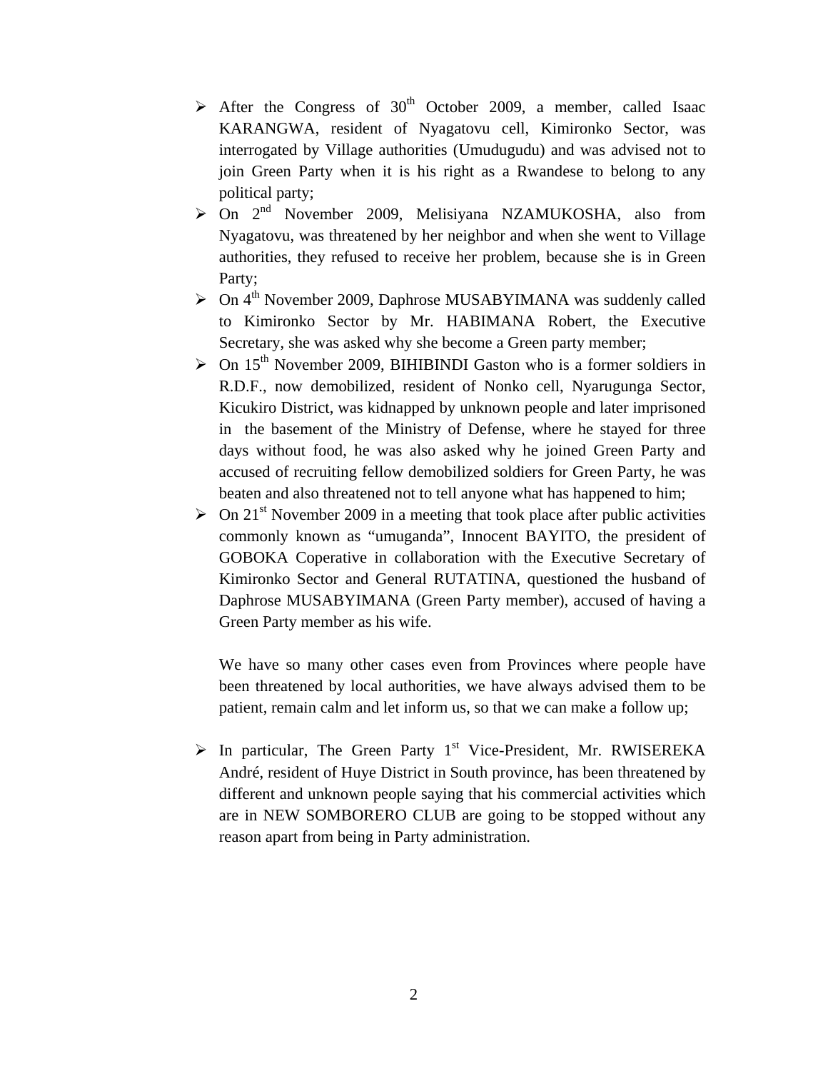- After the Congress of 30th October 2009, a member, called Isaac KARANGWA, resident of Nyagatovu cell, Kimironko Sector, was interrogated by Village authorities (Umudugudu) and was advised not to join Green Party when it is his right as a Rwandese to belong to any political party;
- On 2nd November 2009, Melisiyana NZAMUKOSHA, also from Nyagatovu, was threatened by her neighbor and when she went to Village authorities, they refused to receive her problem, because she is in Green Party;
- On 4th November 2009, Daphrose MUSABYIMANA was suddenly called to Kimironko Sector by Mr. HABIMANA Robert, the Executive Secretary, she was asked why she become a Green party member;
- On 15th November 2009, BIHIBINDI Gaston who is a former soldiers in R.D.F., now demobilized, resident of Nonko cell, Nyarugunga Sector, Kicukiro District, was kidnapped by unknown people and later imprisoned in the basement of the Ministry of Defense, where he stayed for three days without food, he was also asked why he joined Green Party and accused of recruiting fellow demobilized soldiers for Green Party, he was beaten and also threatened not to tell anyone what has happened to him;
- On 21st November 2009 in a meeting that took place after public activities commonly known as "umuganda", Innocent BAYITO, the president of GOBOKA Coperative in collaboration with the Executive Secretary of Kimironko Sector and General RUTATINA, questioned the husband of Daphrose MUSABYIMANA (Green Party member), accused of having a Green Party member as his wife.

  We have so many other cases even from Provinces where people have been threatened by local authorities, we have always advised them to be patient, remain calm and let inform us, so that we can make a follow up;

- In particular, The Green Party 1st Vice-President, Mr. RWISEREKA André, resident of Huye District in South province, has been threatened by different and unknown people saying that his commercial activities which are in NEW SOMBORERO CLUB are going to be stopped without any reason apart from being in Party administration.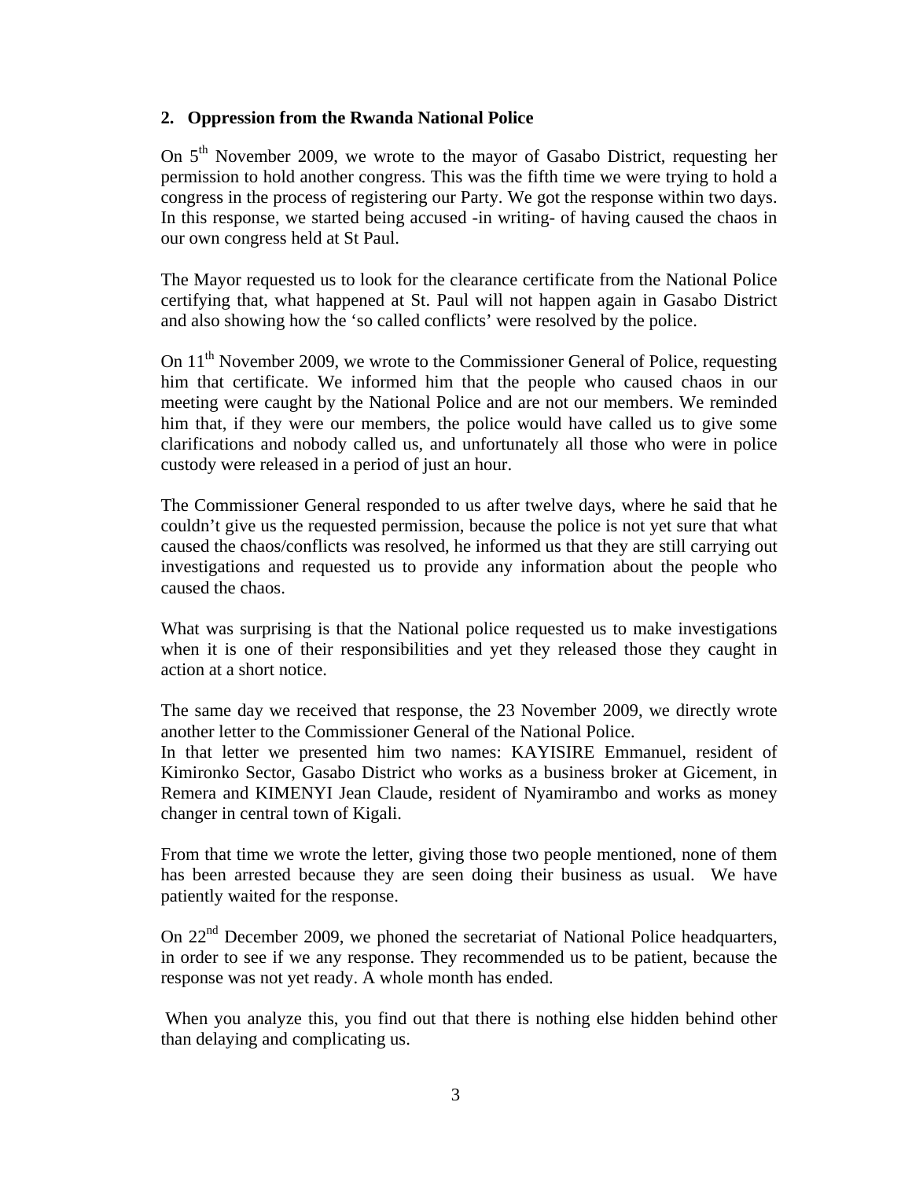## 2. Oppression from the Rwanda National Police

On 5th November 2009, we wrote to the mayor of Gasabo District, requesting her permission to hold another congress. This was the fifth time we were trying to hold a congress in the process of registering our Party. We got the response within two days. In this response, we started being accused -in writing- of having caused the chaos in our own congress held at St Paul.

The Mayor requested us to look for the clearance certificate from the National Police certifying that, what happened at St. Paul will not happen again in Gasabo District and also showing how the 'so called conflicts' were resolved by the police.

On 11th November 2009, we wrote to the Commissioner General of Police, requesting him that certificate. We informed him that the people who caused chaos in our meeting were caught by the National Police and are not our members. We reminded him that, if they were our members, the police would have called us to give some clarifications and nobody called us, and unfortunately all those who were in police custody were released in a period of just an hour.

The Commissioner General responded to us after twelve days, where he said that he couldn't give us the requested permission, because the police is not yet sure that what caused the chaos/conflicts was resolved, he informed us that they are still carrying out investigations and requested us to provide any information about the people who caused the chaos.

What was surprising is that the National police requested us to make investigations when it is one of their responsibilities and yet they released those they caught in action at a short notice.

The same day we received that response, the 23 November 2009, we directly wrote another letter to the Commissioner General of the National Police.
In that letter we presented him two names: KAYISIRE Emmanuel, resident of Kimironko Sector, Gasabo District who works as a business broker at Gicement, in Remera and KIMENYI Jean Claude, resident of Nyamirambo and works as money changer in central town of Kigali.

From that time we wrote the letter, giving those two people mentioned, none of them has been arrested because they are seen doing their business as usual. We have patiently waited for the response.

On 22nd December 2009, we phoned the secretariat of National Police headquarters, in order to see if we any response. They recommended us to be patient, because the response was not yet ready. A whole month has ended.

When you analyze this, you find out that there is nothing else hidden behind other than delaying and complicating us.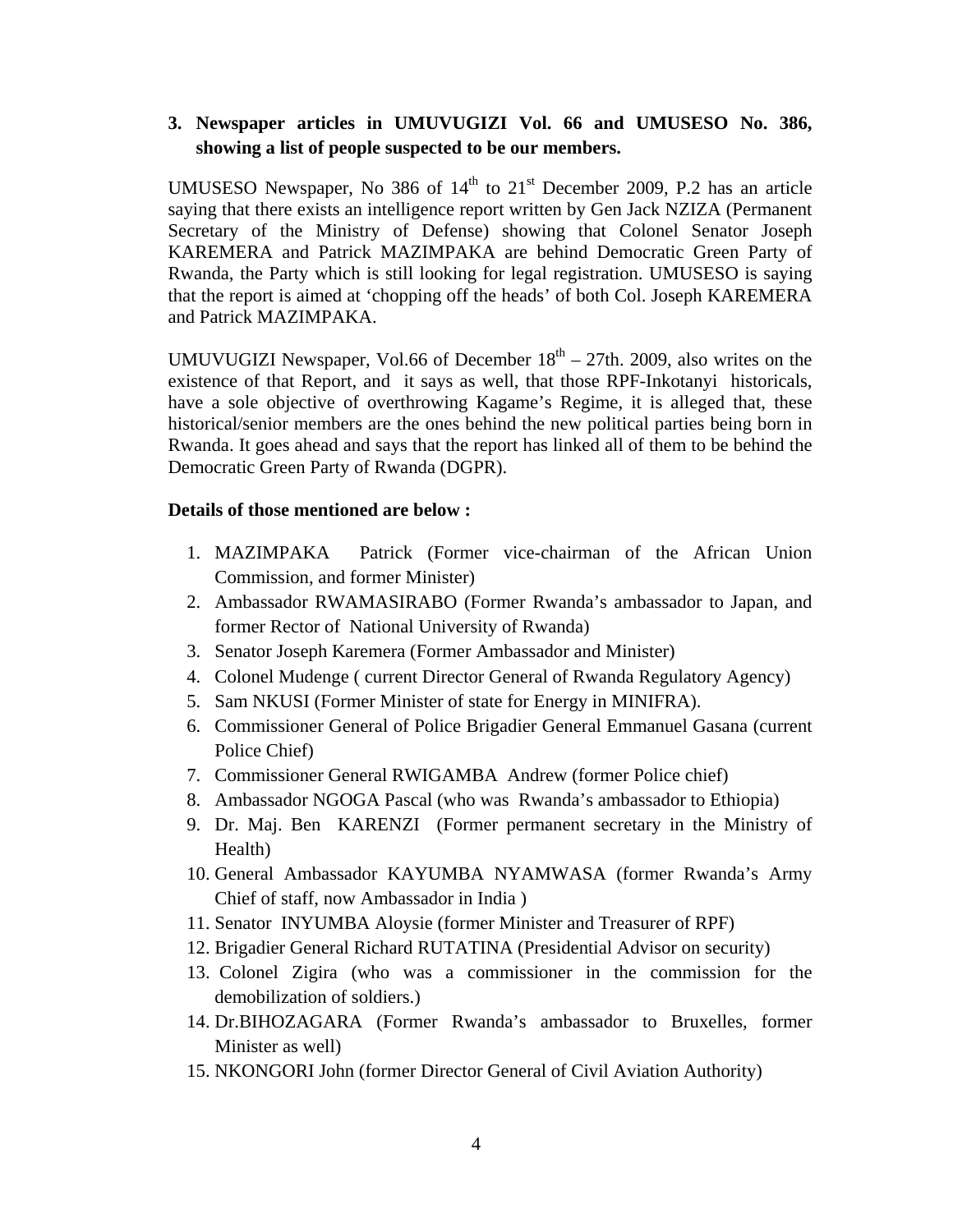### 3. Newspaper articles in UMUVUGIZI Vol. 66 and UMUSESO No. 386, showing a list of people suspected to be our members.

UMUSESO Newspaper, No 386 of 14th to 21st December 2009, P.2 has an article saying that there exists an intelligence report written by Gen Jack NZIZA (Permanent Secretary of the Ministry of Defense) showing that Colonel Senator Joseph KAREMERA and Patrick MAZIMPAKA are behind Democratic Green Party of Rwanda, the Party which is still looking for legal registration. UMUSESO is saying that the report is aimed at 'chopping off the heads' of both Col. Joseph KAREMERA and Patrick MAZIMPAKA.

UMUVUGIZI Newspaper, Vol.66 of December 18th – 27th. 2009, also writes on the existence of that Report, and it says as well, that those RPF-Inkotanyi historicals, have a sole objective of overthrowing Kagame's Regime, it is alleged that, these historical/senior members are the ones behind the new political parties being born in Rwanda. It goes ahead and says that the report has linked all of them to be behind the Democratic Green Party of Rwanda (DGPR).

**Details of those mentioned are below :**

1. MAZIMPAKA Patrick (Former vice-chairman of the African Union Commission, and former Minister)
2. Ambassador RWAMASIRABO (Former Rwanda's ambassador to Japan, and former Rector of National University of Rwanda)
3. Senator Joseph Karemera (Former Ambassador and Minister)
4. Colonel Mudenge ( current Director General of Rwanda Regulatory Agency)
5. Sam NKUSI (Former Minister of state for Energy in MINIFRA).
6. Commissioner General of Police Brigadier General Emmanuel Gasana (current Police Chief)
7. Commissioner General RWIGAMBA Andrew (former Police chief)
8. Ambassador NGOGA Pascal (who was Rwanda's ambassador to Ethiopia)
9. Dr. Maj. Ben KARENZI (Former permanent secretary in the Ministry of Health)
10. General Ambassador KAYUMBA NYAMWASA (former Rwanda's Army Chief of staff, now Ambassador in India )
11. Senator INYUMBA Aloysie (former Minister and Treasurer of RPF)
12. Brigadier General Richard RUTATINA (Presidential Advisor on security)
13. Colonel Zigira (who was a commissioner in the commission for the demobilization of soldiers.)
14. Dr.BIHOZAGARA (Former Rwanda's ambassador to Bruxelles, former Minister as well)
15. NKONGORI John (former Director General of Civil Aviation Authority)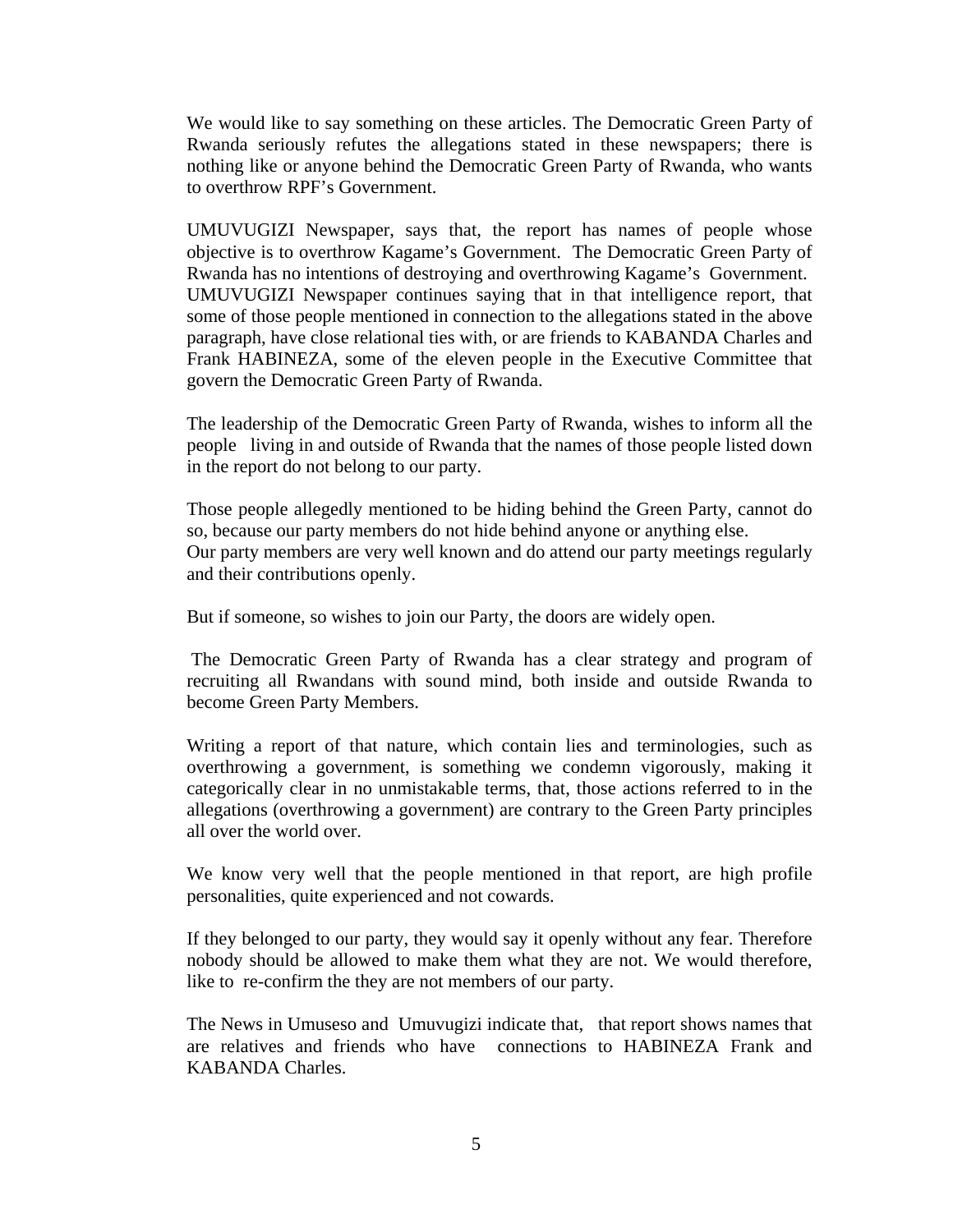We would like to say something on these articles. The Democratic Green Party of Rwanda seriously refutes the allegations stated in these newspapers; there is nothing like or anyone behind the Democratic Green Party of Rwanda, who wants to overthrow RPF's Government.

UMUVUGIZI Newspaper, says that, the report has names of people whose objective is to overthrow Kagame's Government. The Democratic Green Party of Rwanda has no intentions of destroying and overthrowing Kagame's Government. UMUVUGIZI Newspaper continues saying that in that intelligence report, that some of those people mentioned in connection to the allegations stated in the above paragraph, have close relational ties with, or are friends to KABANDA Charles and Frank HABINEZA, some of the eleven people in the Executive Committee that govern the Democratic Green Party of Rwanda.

The leadership of the Democratic Green Party of Rwanda, wishes to inform all the people living in and outside of Rwanda that the names of those people listed down in the report do not belong to our party.

Those people allegedly mentioned to be hiding behind the Green Party, cannot do so, because our party members do not hide behind anyone or anything else.
Our party members are very well known and do attend our party meetings regularly and their contributions openly.

But if someone, so wishes to join our Party, the doors are widely open.

The Democratic Green Party of Rwanda has a clear strategy and program of recruiting all Rwandans with sound mind, both inside and outside Rwanda to become Green Party Members.

Writing a report of that nature, which contain lies and terminologies, such as overthrowing a government, is something we condemn vigorously, making it categorically clear in no unmistakable terms, that, those actions referred to in the allegations (overthrowing a government) are contrary to the Green Party principles all over the world over.

We know very well that the people mentioned in that report, are high profile personalities, quite experienced and not cowards.

If they belonged to our party, they would say it openly without any fear. Therefore nobody should be allowed to make them what they are not. We would therefore, like to re-confirm the they are not members of our party.

The News in Umuseso and Umuvugizi indicate that, that report shows names that are relatives and friends who have connections to HABINEZA Frank and KABANDA Charles.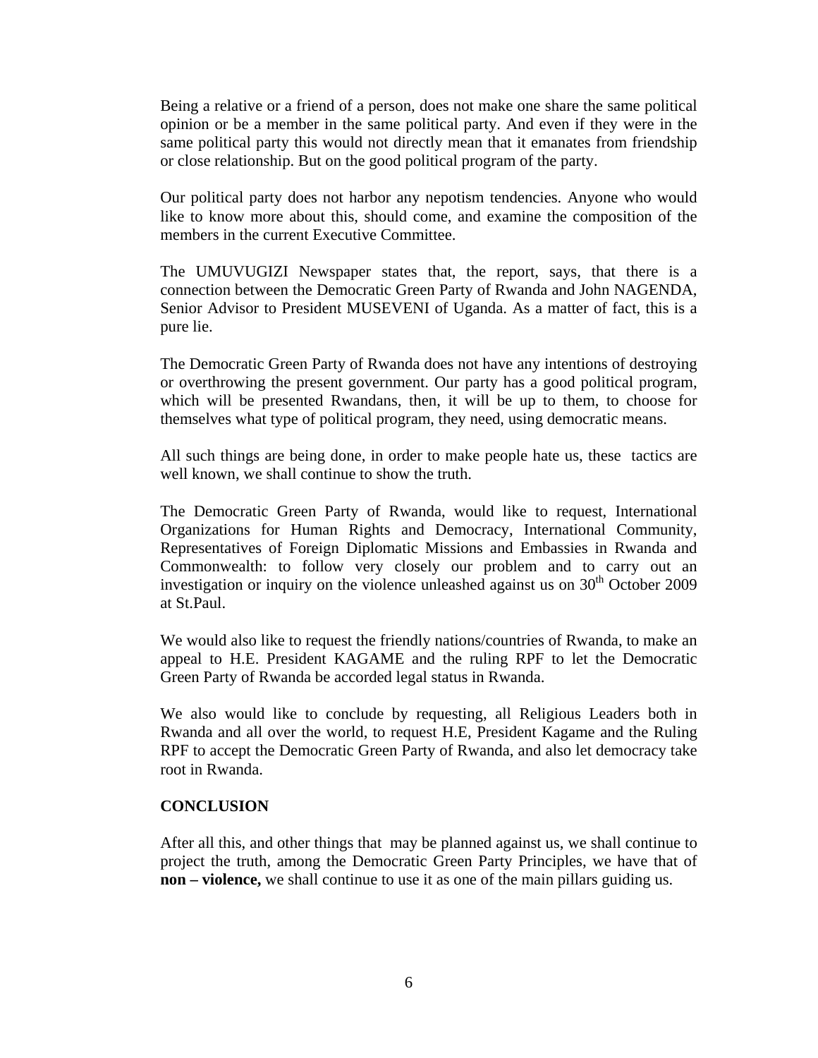Being a relative or a friend of a person, does not make one share the same political opinion or be a member in the same political party. And even if they were in the same political party this would not directly mean that it emanates from friendship or close relationship. But on the good political program of the party.

Our political party does not harbor any nepotism tendencies. Anyone who would like to know more about this, should come, and examine the composition of the members in the current Executive Committee.

The UMUVUGIZI Newspaper states that, the report, says, that there is a connection between the Democratic Green Party of Rwanda and John NAGENDA, Senior Advisor to President MUSEVENI of Uganda. As a matter of fact, this is a pure lie.

The Democratic Green Party of Rwanda does not have any intentions of destroying or overthrowing the present government. Our party has a good political program, which will be presented Rwandans, then, it will be up to them, to choose for themselves what type of political program, they need, using democratic means.

All such things are being done, in order to make people hate us, these tactics are well known, we shall continue to show the truth.

The Democratic Green Party of Rwanda, would like to request, International Organizations for Human Rights and Democracy, International Community, Representatives of Foreign Diplomatic Missions and Embassies in Rwanda and Commonwealth: to follow very closely our problem and to carry out an investigation or inquiry on the violence unleashed against us on 30th October 2009 at St.Paul.

We would also like to request the friendly nations/countries of Rwanda, to make an appeal to H.E. President KAGAME and the ruling RPF to let the Democratic Green Party of Rwanda be accorded legal status in Rwanda.

We also would like to conclude by requesting, all Religious Leaders both in Rwanda and all over the world, to request H.E, President Kagame and the Ruling RPF to accept the Democratic Green Party of Rwanda, and also let democracy take root in Rwanda.

**CONCLUSION**

After all this, and other things that may be planned against us, we shall continue to project the truth, among the Democratic Green Party Principles, we have that of **non – violence,** we shall continue to use it as one of the main pillars guiding us.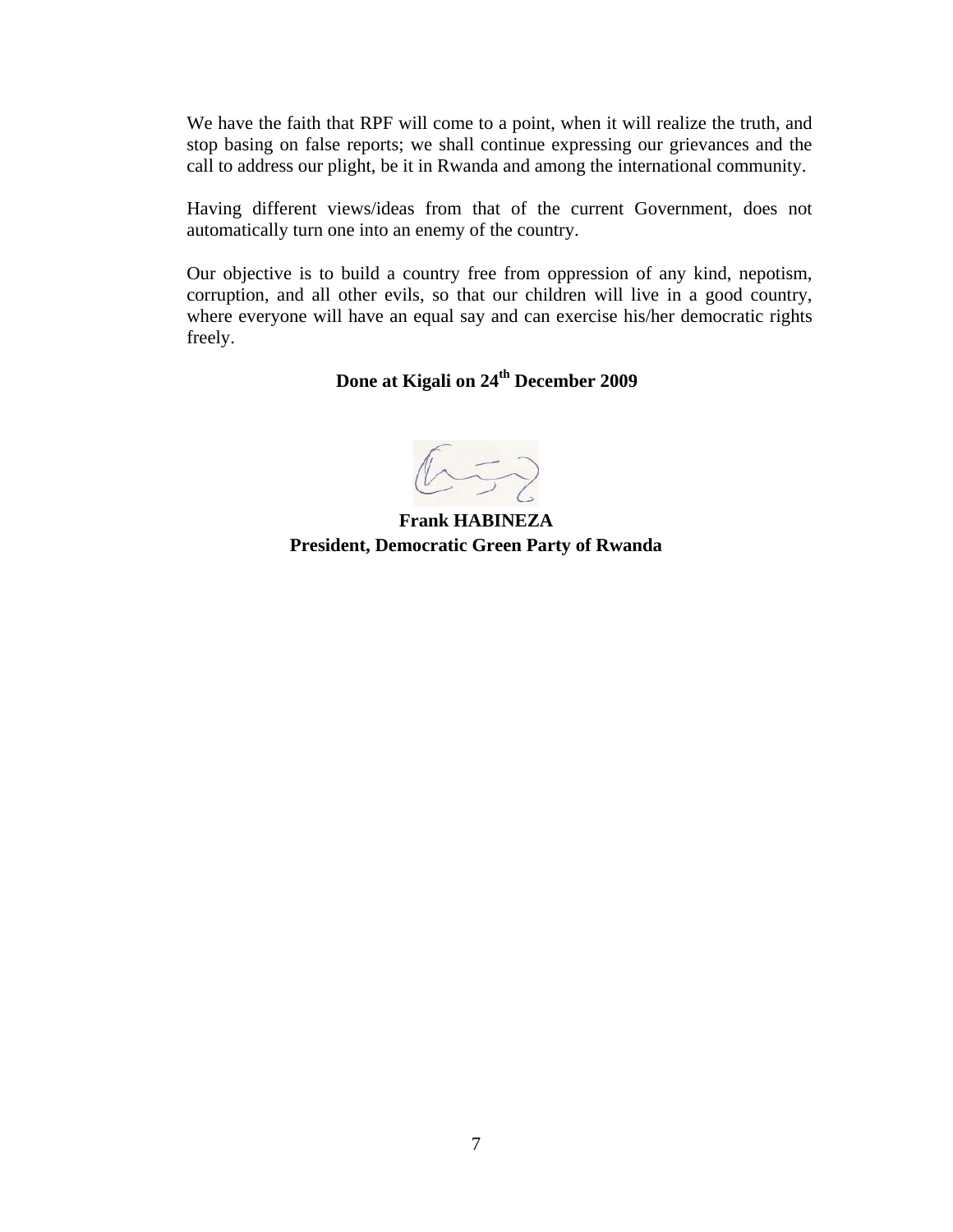We have the faith that RPF will come to a point, when it will realize the truth, and stop basing on false reports; we shall continue expressing our grievances and the call to address our plight, be it in Rwanda and among the international community.

Having different views/ideas from that of the current Government, does not automatically turn one into an enemy of the country.

Our objective is to build a country free from oppression of any kind, nepotism, corruption, and all other evils, so that our children will live in a good country, where everyone will have an equal say and can exercise his/her democratic rights freely.

**Done at Kigali on 24th December 2009**

**Frank HABINEZA**
**President, Democratic Green Party of Rwanda**